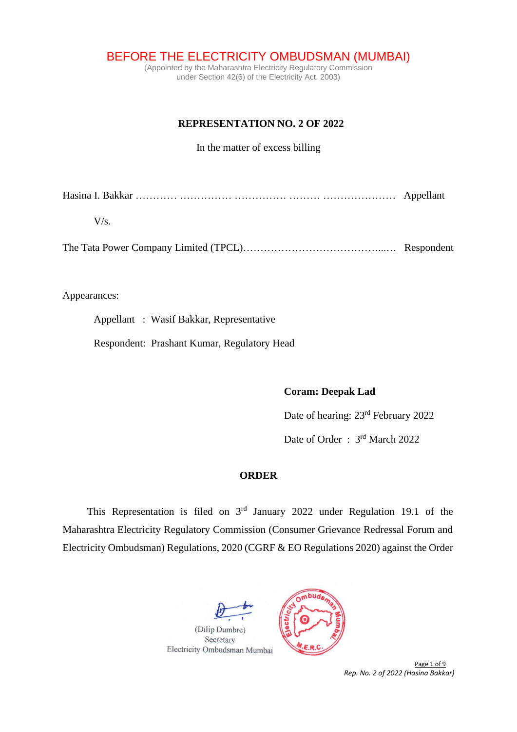# BEFORE THE ELECTRICITY OMBUDSMAN (MUMBAI)

(Appointed by the Maharashtra Electricity Regulatory Commission under Section 42(6) of the Electricity Act, 2003)

**REPRESENTATION NO. 2 OF 2022**

In the matter of excess billing

Hasina I. Bakkar ………… …………… …………… ……… ………………… Appellant

V/s.

The Tata Power Company Limited (TPCL)…………………………………...… Respondent

Appearances:

Appellant : Wasif Bakkar, Representative

Respondent: Prashant Kumar, Regulatory Head

**Coram: Deepak Lad**

Date of hearing: 23rd February 2022

Date of Order : 3rd March 2022

**ORDER**

This Representation is filed on 3rd January 2022 under Regulation 19.1 of the Maharashtra Electricity Regulatory Commission (Consumer Grievance Redressal Forum and Electricity Ombudsman) Regulations, 2020 (CGRF & EO Regulations 2020) against the Order

(Dilip Dumbre)
Secretary
Electricity Ombudsman Mumbai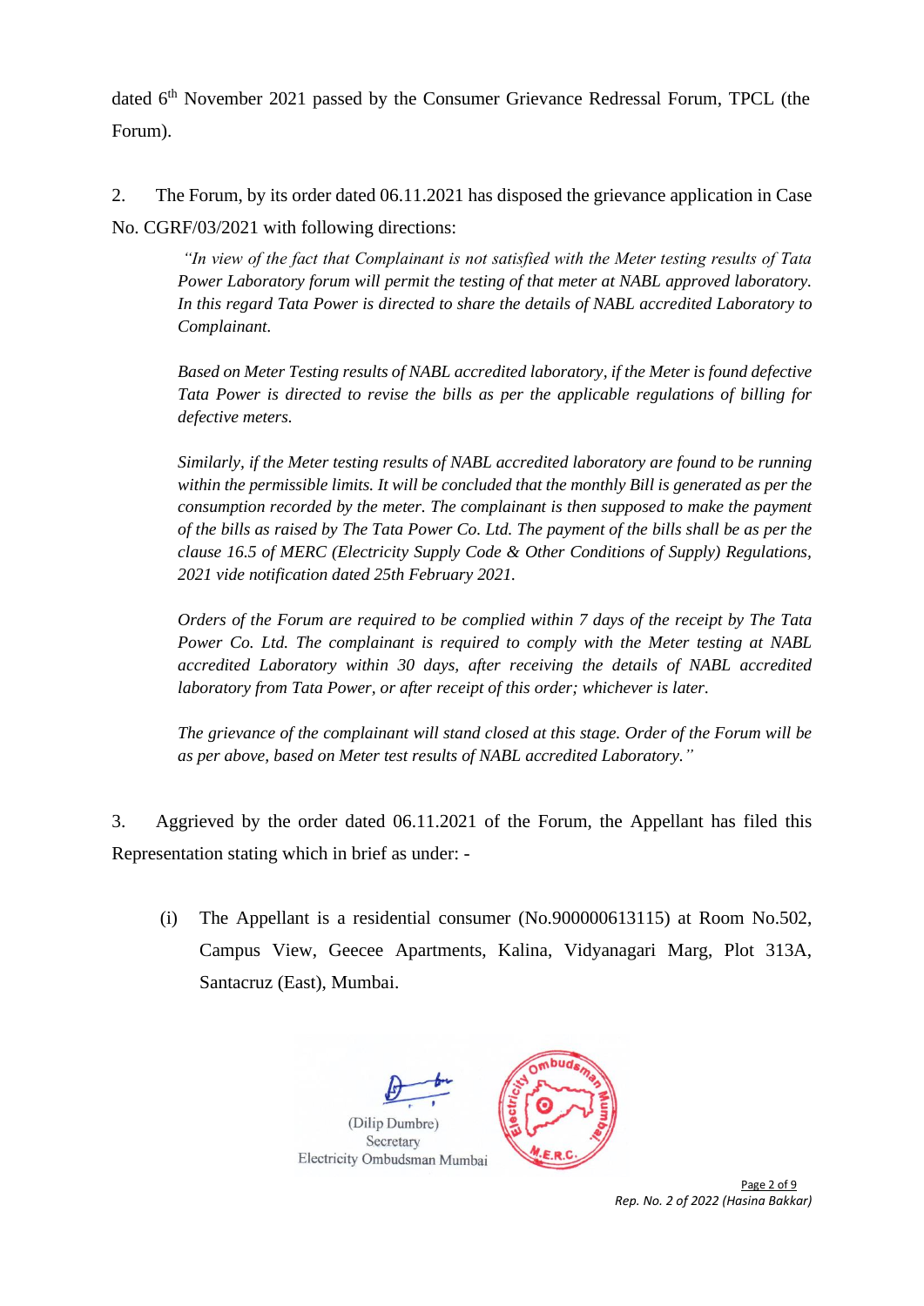dated 6th November 2021 passed by the Consumer Grievance Redressal Forum, TPCL (the Forum).

2. The Forum, by its order dated 06.11.2021 has disposed the grievance application in Case No. CGRF/03/2021 with following directions:

> *"In view of the fact that Complainant is not satisfied with the Meter testing results of Tata Power Laboratory forum will permit the testing of that meter at NABL approved laboratory. In this regard Tata Power is directed to share the details of NABL accredited Laboratory to Complainant.*
>
> *Based on Meter Testing results of NABL accredited laboratory, if the Meter is found defective Tata Power is directed to revise the bills as per the applicable regulations of billing for defective meters.*
>
> *Similarly, if the Meter testing results of NABL accredited laboratory are found to be running within the permissible limits. It will be concluded that the monthly Bill is generated as per the consumption recorded by the meter. The complainant is then supposed to make the payment of the bills as raised by The Tata Power Co. Ltd. The payment of the bills shall be as per the clause 16.5 of MERC (Electricity Supply Code & Other Conditions of Supply) Regulations, 2021 vide notification dated 25th February 2021.*
>
> *Orders of the Forum are required to be complied within 7 days of the receipt by The Tata Power Co. Ltd. The complainant is required to comply with the Meter testing at NABL accredited Laboratory within 30 days, after receiving the details of NABL accredited laboratory from Tata Power, or after receipt of this order; whichever is later.*
>
> *The grievance of the complainant will stand closed at this stage. Order of the Forum will be as per above, based on Meter test results of NABL accredited Laboratory."*

3. Aggrieved by the order dated 06.11.2021 of the Forum, the Appellant has filed this Representation stating which in brief as under: -

(i) The Appellant is a residential consumer (No.900000613115) at Room No.502, Campus View, Geecee Apartments, Kalina, Vidyanagari Marg, Plot 313A, Santacruz (East), Mumbai.

(Dilip Dumbre)
Secretary
Electricity Ombudsman Mumbai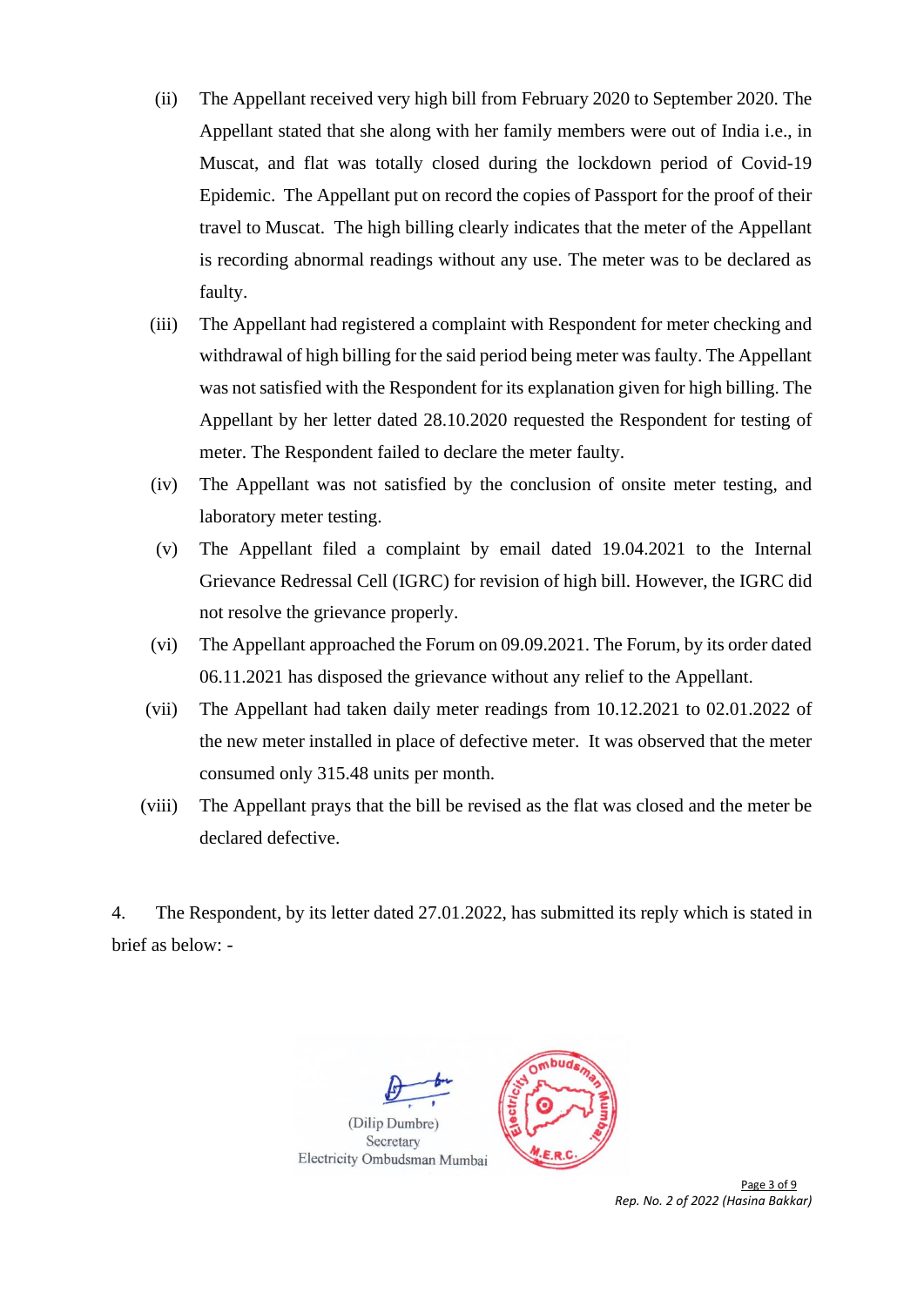(ii) The Appellant received very high bill from February 2020 to September 2020. The Appellant stated that she along with her family members were out of India i.e., in Muscat, and flat was totally closed during the lockdown period of Covid-19 Epidemic. The Appellant put on record the copies of Passport for the proof of their travel to Muscat. The high billing clearly indicates that the meter of the Appellant is recording abnormal readings without any use. The meter was to be declared as faulty.

(iii) The Appellant had registered a complaint with Respondent for meter checking and withdrawal of high billing for the said period being meter was faulty. The Appellant was not satisfied with the Respondent for its explanation given for high billing. The Appellant by her letter dated 28.10.2020 requested the Respondent for testing of meter. The Respondent failed to declare the meter faulty.

(iv) The Appellant was not satisfied by the conclusion of onsite meter testing, and laboratory meter testing.

(v) The Appellant filed a complaint by email dated 19.04.2021 to the Internal Grievance Redressal Cell (IGRC) for revision of high bill. However, the IGRC did not resolve the grievance properly.

(vi) The Appellant approached the Forum on 09.09.2021. The Forum, by its order dated 06.11.2021 has disposed the grievance without any relief to the Appellant.

(vii) The Appellant had taken daily meter readings from 10.12.2021 to 02.01.2022 of the new meter installed in place of defective meter. It was observed that the meter consumed only 315.48 units per month.

(viii) The Appellant prays that the bill be revised as the flat was closed and the meter be declared defective.

4. The Respondent, by its letter dated 27.01.2022, has submitted its reply which is stated in brief as below: -

(Dilip Dumbre)
Secretary
Electricity Ombudsman Mumbai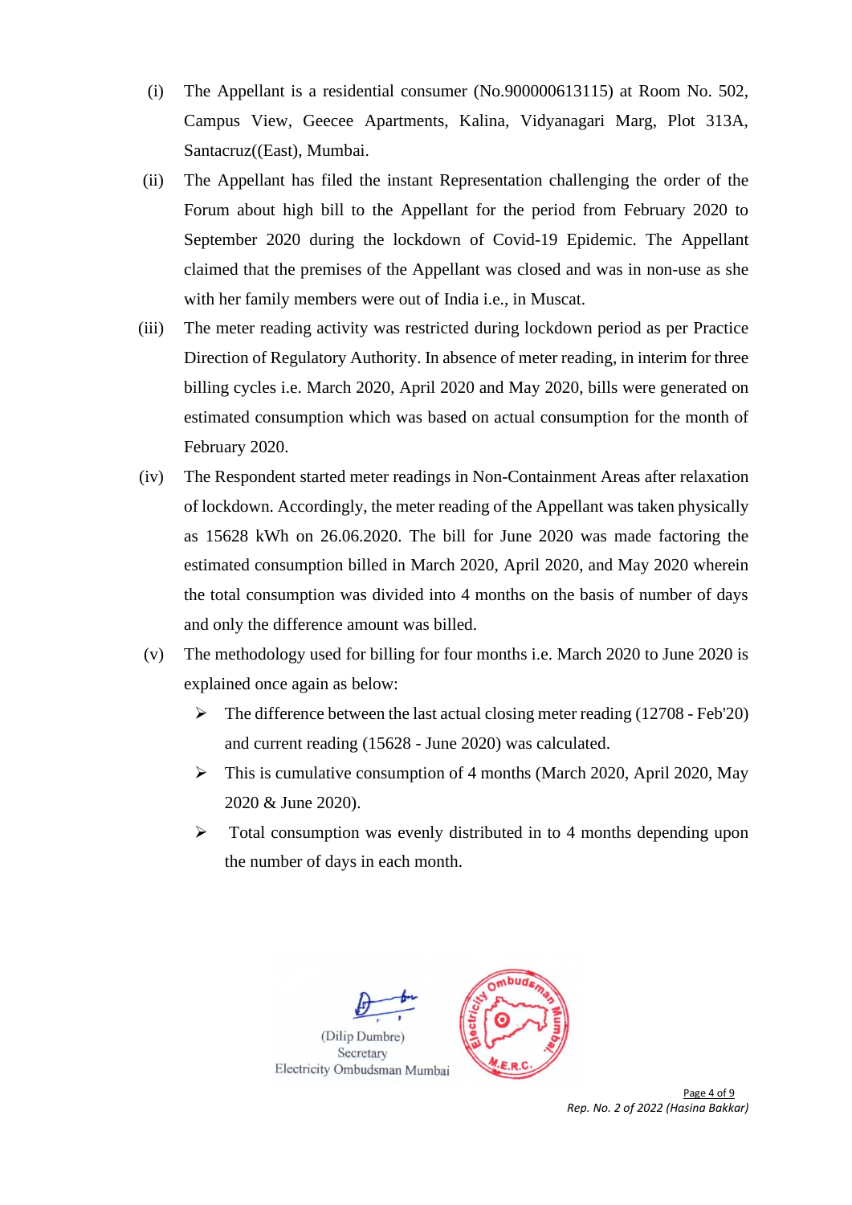(i) The Appellant is a residential consumer (No.900000613115) at Room No. 502, Campus View, Geecee Apartments, Kalina, Vidyanagari Marg, Plot 313A, Santacruz((East), Mumbai.

(ii) The Appellant has filed the instant Representation challenging the order of the Forum about high bill to the Appellant for the period from February 2020 to September 2020 during the lockdown of Covid-19 Epidemic. The Appellant claimed that the premises of the Appellant was closed and was in non-use as she with her family members were out of India i.e., in Muscat.

(iii) The meter reading activity was restricted during lockdown period as per Practice Direction of Regulatory Authority. In absence of meter reading, in interim for three billing cycles i.e. March 2020, April 2020 and May 2020, bills were generated on estimated consumption which was based on actual consumption for the month of February 2020.

(iv) The Respondent started meter readings in Non-Containment Areas after relaxation of lockdown. Accordingly, the meter reading of the Appellant was taken physically as 15628 kWh on 26.06.2020. The bill for June 2020 was made factoring the estimated consumption billed in March 2020, April 2020, and May 2020 wherein the total consumption was divided into 4 months on the basis of number of days and only the difference amount was billed.

(v) The methodology used for billing for four months i.e. March 2020 to June 2020 is explained once again as below:

- The difference between the last actual closing meter reading (12708 - Feb'20) and current reading (15628 - June 2020) was calculated.
- This is cumulative consumption of 4 months (March 2020, April 2020, May 2020 & June 2020).
- Total consumption was evenly distributed in to 4 months depending upon the number of days in each month.

(Dilip Dumbre)
Secretary
Electricity Ombudsman Mumbai

*Rep. No. 2 of 2022 (Hasina Bakkar)*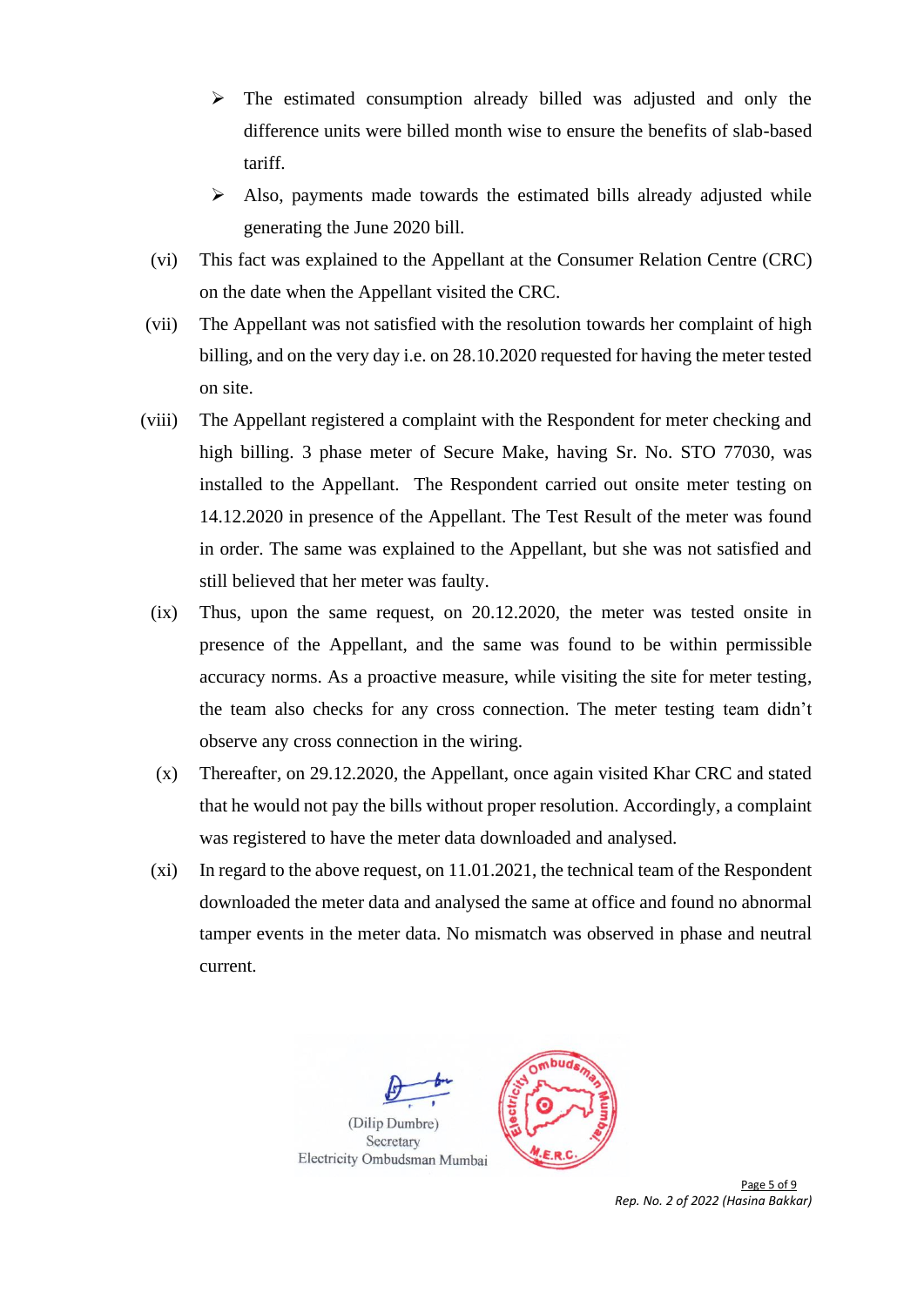- The estimated consumption already billed was adjusted and only the difference units were billed month wise to ensure the benefits of slab-based tariff.
- Also, payments made towards the estimated bills already adjusted while generating the June 2020 bill.

(vi) This fact was explained to the Appellant at the Consumer Relation Centre (CRC) on the date when the Appellant visited the CRC.

(vii) The Appellant was not satisfied with the resolution towards her complaint of high billing, and on the very day i.e. on 28.10.2020 requested for having the meter tested on site.

(viii) The Appellant registered a complaint with the Respondent for meter checking and high billing. 3 phase meter of Secure Make, having Sr. No. STO 77030, was installed to the Appellant. The Respondent carried out onsite meter testing on 14.12.2020 in presence of the Appellant. The Test Result of the meter was found in order. The same was explained to the Appellant, but she was not satisfied and still believed that her meter was faulty.

(ix) Thus, upon the same request, on 20.12.2020, the meter was tested onsite in presence of the Appellant, and the same was found to be within permissible accuracy norms. As a proactive measure, while visiting the site for meter testing, the team also checks for any cross connection. The meter testing team didn't observe any cross connection in the wiring.

(x) Thereafter, on 29.12.2020, the Appellant, once again visited Khar CRC and stated that he would not pay the bills without proper resolution. Accordingly, a complaint was registered to have the meter data downloaded and analysed.

(xi) In regard to the above request, on 11.01.2021, the technical team of the Respondent downloaded the meter data and analysed the same at office and found no abnormal tamper events in the meter data. No mismatch was observed in phase and neutral current.

(Dilip Dumbre)
Secretary
Electricity Ombudsman Mumbai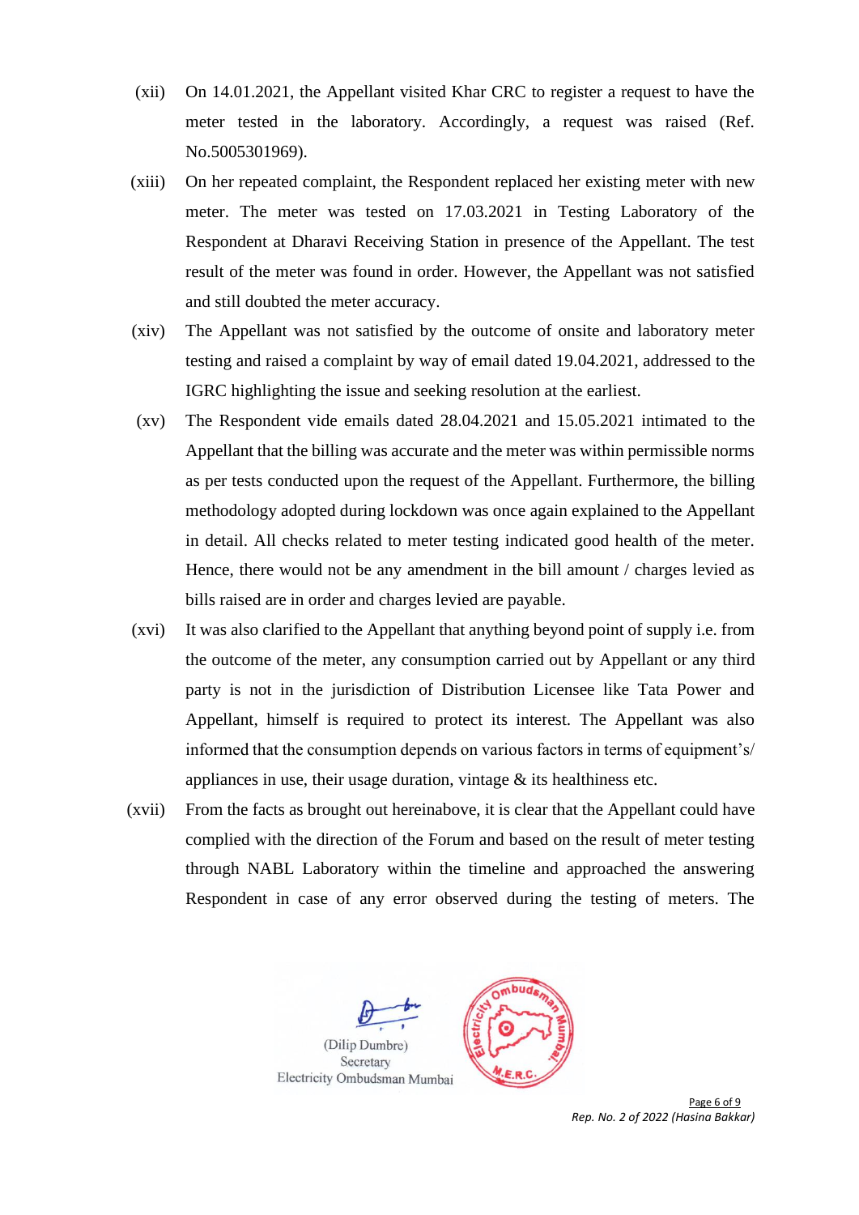(xii) On 14.01.2021, the Appellant visited Khar CRC to register a request to have the meter tested in the laboratory. Accordingly, a request was raised (Ref. No.5005301969).

(xiii) On her repeated complaint, the Respondent replaced her existing meter with new meter. The meter was tested on 17.03.2021 in Testing Laboratory of the Respondent at Dharavi Receiving Station in presence of the Appellant. The test result of the meter was found in order. However, the Appellant was not satisfied and still doubted the meter accuracy.

(xiv) The Appellant was not satisfied by the outcome of onsite and laboratory meter testing and raised a complaint by way of email dated 19.04.2021, addressed to the IGRC highlighting the issue and seeking resolution at the earliest.

(xv) The Respondent vide emails dated 28.04.2021 and 15.05.2021 intimated to the Appellant that the billing was accurate and the meter was within permissible norms as per tests conducted upon the request of the Appellant. Furthermore, the billing methodology adopted during lockdown was once again explained to the Appellant in detail. All checks related to meter testing indicated good health of the meter. Hence, there would not be any amendment in the bill amount / charges levied as bills raised are in order and charges levied are payable.

(xvi) It was also clarified to the Appellant that anything beyond point of supply i.e. from the outcome of the meter, any consumption carried out by Appellant or any third party is not in the jurisdiction of Distribution Licensee like Tata Power and Appellant, himself is required to protect its interest. The Appellant was also informed that the consumption depends on various factors in terms of equipment's/ appliances in use, their usage duration, vintage & its healthiness etc.

(xvii) From the facts as brought out hereinabove, it is clear that the Appellant could have complied with the direction of the Forum and based on the result of meter testing through NABL Laboratory within the timeline and approached the answering Respondent in case of any error observed during the testing of meters. The

(Dilip Dumbre)
Secretary
Electricity Ombudsman Mumbai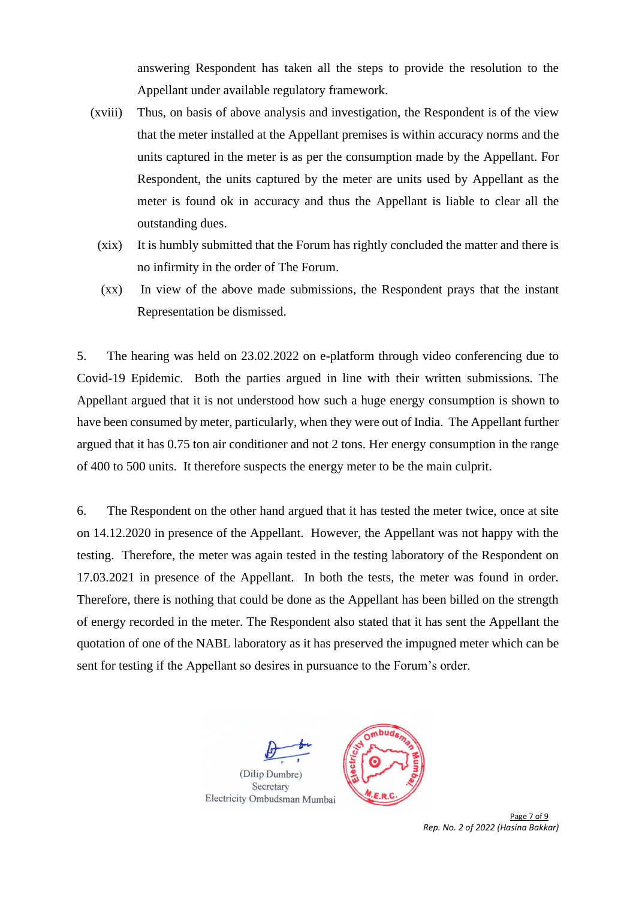answering Respondent has taken all the steps to provide the resolution to the Appellant under available regulatory framework.

(xviii) Thus, on basis of above analysis and investigation, the Respondent is of the view that the meter installed at the Appellant premises is within accuracy norms and the units captured in the meter is as per the consumption made by the Appellant. For Respondent, the units captured by the meter are units used by Appellant as the meter is found ok in accuracy and thus the Appellant is liable to clear all the outstanding dues.

(xix) It is humbly submitted that the Forum has rightly concluded the matter and there is no infirmity in the order of The Forum.

(xx) In view of the above made submissions, the Respondent prays that the instant Representation be dismissed.

5. The hearing was held on 23.02.2022 on e-platform through video conferencing due to Covid-19 Epidemic. Both the parties argued in line with their written submissions. The Appellant argued that it is not understood how such a huge energy consumption is shown to have been consumed by meter, particularly, when they were out of India. The Appellant further argued that it has 0.75 ton air conditioner and not 2 tons. Her energy consumption in the range of 400 to 500 units. It therefore suspects the energy meter to be the main culprit.

6. The Respondent on the other hand argued that it has tested the meter twice, once at site on 14.12.2020 in presence of the Appellant. However, the Appellant was not happy with the testing. Therefore, the meter was again tested in the testing laboratory of the Respondent on 17.03.2021 in presence of the Appellant. In both the tests, the meter was found in order. Therefore, there is nothing that could be done as the Appellant has been billed on the strength of energy recorded in the meter. The Respondent also stated that it has sent the Appellant the quotation of one of the NABL laboratory as it has preserved the impugned meter which can be sent for testing if the Appellant so desires in pursuance to the Forum's order.

(Dilip Dumbre)
Secretary
Electricity Ombudsman Mumbai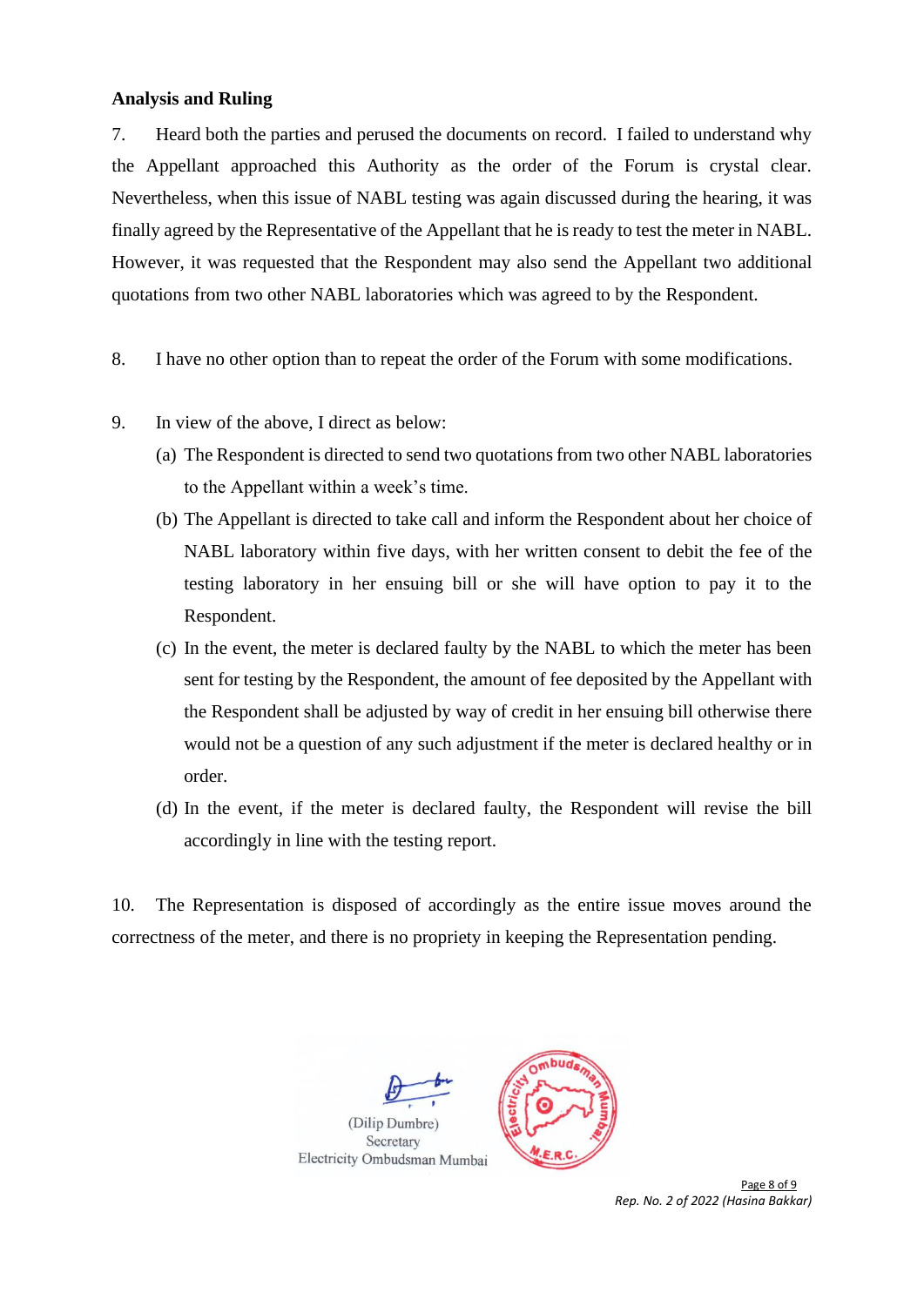**Analysis and Ruling**

7. Heard both the parties and perused the documents on record. I failed to understand why the Appellant approached this Authority as the order of the Forum is crystal clear. Nevertheless, when this issue of NABL testing was again discussed during the hearing, it was finally agreed by the Representative of the Appellant that he is ready to test the meter in NABL. However, it was requested that the Respondent may also send the Appellant two additional quotations from two other NABL laboratories which was agreed to by the Respondent.

8. I have no other option than to repeat the order of the Forum with some modifications.

9. In view of the above, I direct as below:

(a) The Respondent is directed to send two quotations from two other NABL laboratories to the Appellant within a week's time.

(b) The Appellant is directed to take call and inform the Respondent about her choice of NABL laboratory within five days, with her written consent to debit the fee of the testing laboratory in her ensuing bill or she will have option to pay it to the Respondent.

(c) In the event, the meter is declared faulty by the NABL to which the meter has been sent for testing by the Respondent, the amount of fee deposited by the Appellant with the Respondent shall be adjusted by way of credit in her ensuing bill otherwise there would not be a question of any such adjustment if the meter is declared healthy or in order.

(d) In the event, if the meter is declared faulty, the Respondent will revise the bill accordingly in line with the testing report.

10. The Representation is disposed of accordingly as the entire issue moves around the correctness of the meter, and there is no propriety in keeping the Representation pending.

(Dilip Dumbre)
Secretary
Electricity Ombudsman Mumbai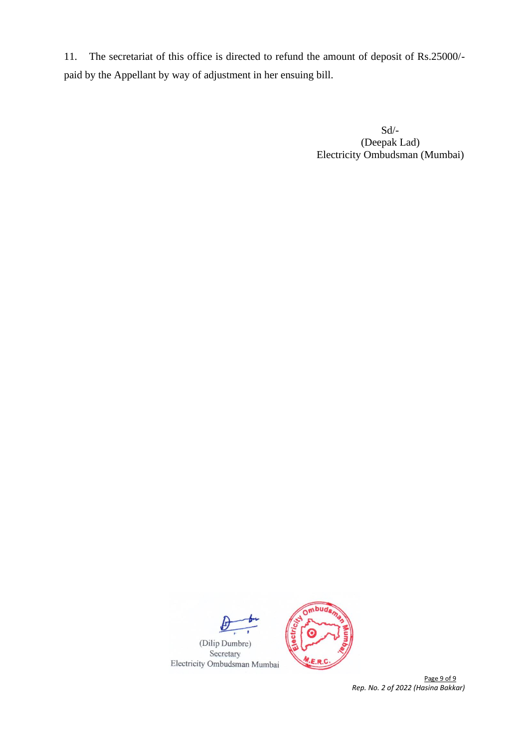11. The secretariat of this office is directed to refund the amount of deposit of Rs.25000/- paid by the Appellant by way of adjustment in her ensuing bill.

Sd/-
(Deepak Lad)
Electricity Ombudsman (Mumbai)

(Dilip Dumbre)
Secretary
Electricity Ombudsman Mumbai